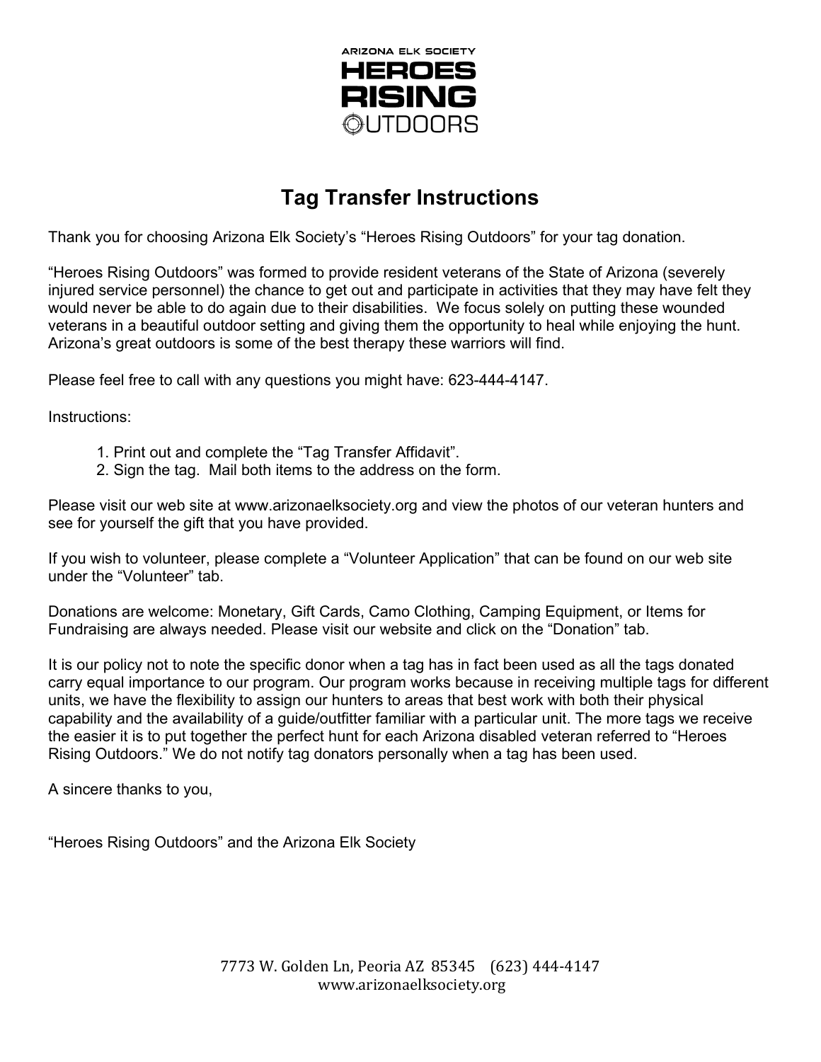ARIZONA ELK SOCIETY

HEROES RISING OUTDOORS

# Tag Transfer Instructions

Thank you for choosing Arizona Elk Society's "Heroes Rising Outdoors" for your tag donation.

"Heroes Rising Outdoors" was formed to provide resident veterans of the State of Arizona (severely injured service personnel) the chance to get out and participate in activities that they may have felt they would never be able to do again due to their disabilities. We focus solely on putting these wounded veterans in a beautiful outdoor setting and giving them the opportunity to heal while enjoying the hunt. Arizona's great outdoors is some of the best therapy these warriors will find.

Please feel free to call with any questions you might have: 623-444-4147.

Instructions:

1. Print out and complete the "Tag Transfer Affidavit".
2. Sign the tag. Mail both items to the address on the form.

Please visit our web site at www.arizonaelksociety.org and view the photos of our veteran hunters and see for yourself the gift that you have provided.

If you wish to volunteer, please complete a "Volunteer Application" that can be found on our web site under the "Volunteer" tab.

Donations are welcome: Monetary, Gift Cards, Camo Clothing, Camping Equipment, or Items for Fundraising are always needed. Please visit our website and click on the "Donation" tab.

It is our policy not to note the specific donor when a tag has in fact been used as all the tags donated carry equal importance to our program. Our program works because in receiving multiple tags for different units, we have the flexibility to assign our hunters to areas that best work with both their physical capability and the availability of a guide/outfitter familiar with a particular unit. The more tags we receive the easier it is to put together the perfect hunt for each Arizona disabled veteran referred to "Heroes Rising Outdoors." We do not notify tag donators personally when a tag has been used.

A sincere thanks to you,

"Heroes Rising Outdoors" and the Arizona Elk Society

7773 W. Golden Ln, Peoria AZ 85345 (623) 444-4147
www.arizonaelksociety.org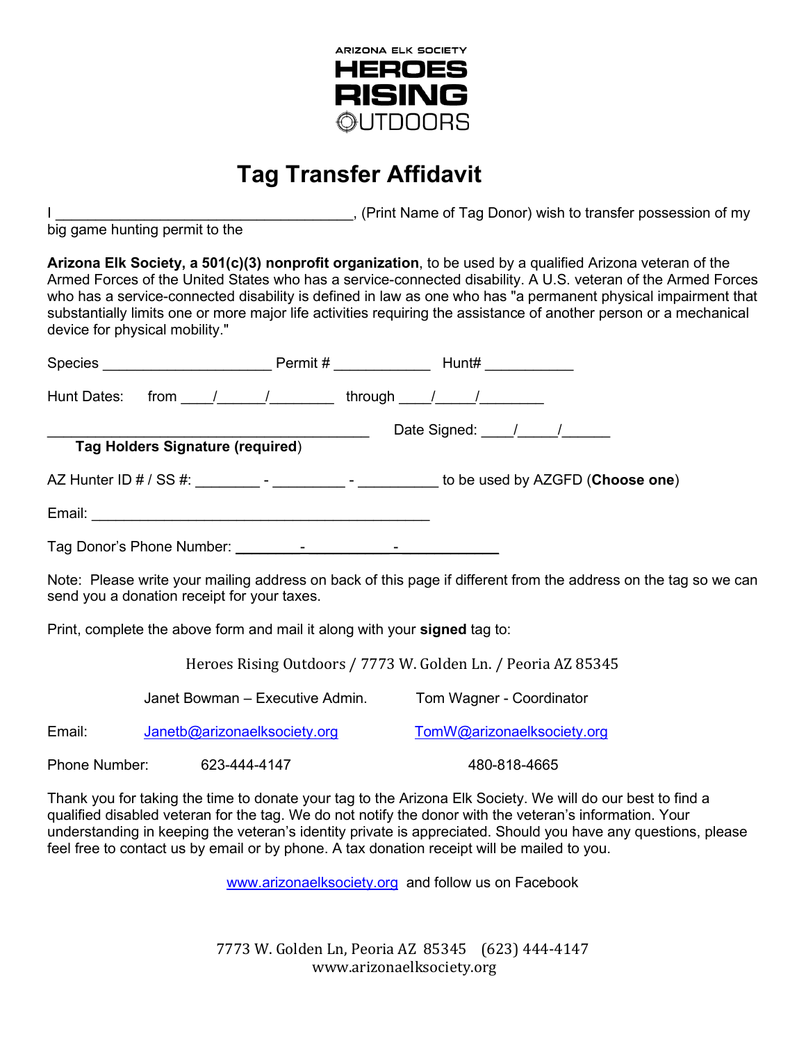ARIZONA ELK SOCIETY
HEROES
RISING
OUTDOORS

# Tag Transfer Affidavit

I ____________________________________, (Print Name of Tag Donor) wish to transfer possession of my big game hunting permit to the

**Arizona Elk Society, a 501(c)(3) nonprofit organization**, to be used by a qualified Arizona veteran of the Armed Forces of the United States who has a service-connected disability. A U.S. veteran of the Armed Forces who has a service-connected disability is defined in law as one who has "a permanent physical impairment that substantially limits one or more major life activities requiring the assistance of another person or a mechanical device for physical mobility."

Species ____________________ Permit # ____________ Hunt# ___________

Hunt Dates: from ____/______/________ through ____/_____/________

_______________________________________ Date Signed: ____/_____/______
**Tag Holders Signature (required)**

AZ Hunter ID # / SS #: ________ - _________ - __________ to be used by AZGFD (**Choose one**)

Email: ___________________________________________

Tag Donor's Phone Number: ________-___________-____________

Note: Please write your mailing address on back of this page if different from the address on the tag so we can send you a donation receipt for your taxes.

Print, complete the above form and mail it along with your **signed** tag to:

Heroes Rising Outdoors / 7773 W. Golden Ln. / Peoria AZ 85345

| | | |
|---|---|---|
| | Janet Bowman – Executive Admin. | Tom Wagner - Coordinator |
| Email: | Janetb@arizonaelksociety.org | TomW@arizonaelksociety.org |
| Phone Number: | 623-444-4147 | 480-818-4665 |

Thank you for taking the time to donate your tag to the Arizona Elk Society. We will do our best to find a qualified disabled veteran for the tag. We do not notify the donor with the veteran's information. Your understanding in keeping the veteran's identity private is appreciated. Should you have any questions, please feel free to contact us by email or by phone. A tax donation receipt will be mailed to you.

www.arizonaelksociety.org and follow us on Facebook

7773 W. Golden Ln, Peoria AZ 85345 (623) 444-4147
www.arizonaelksociety.org